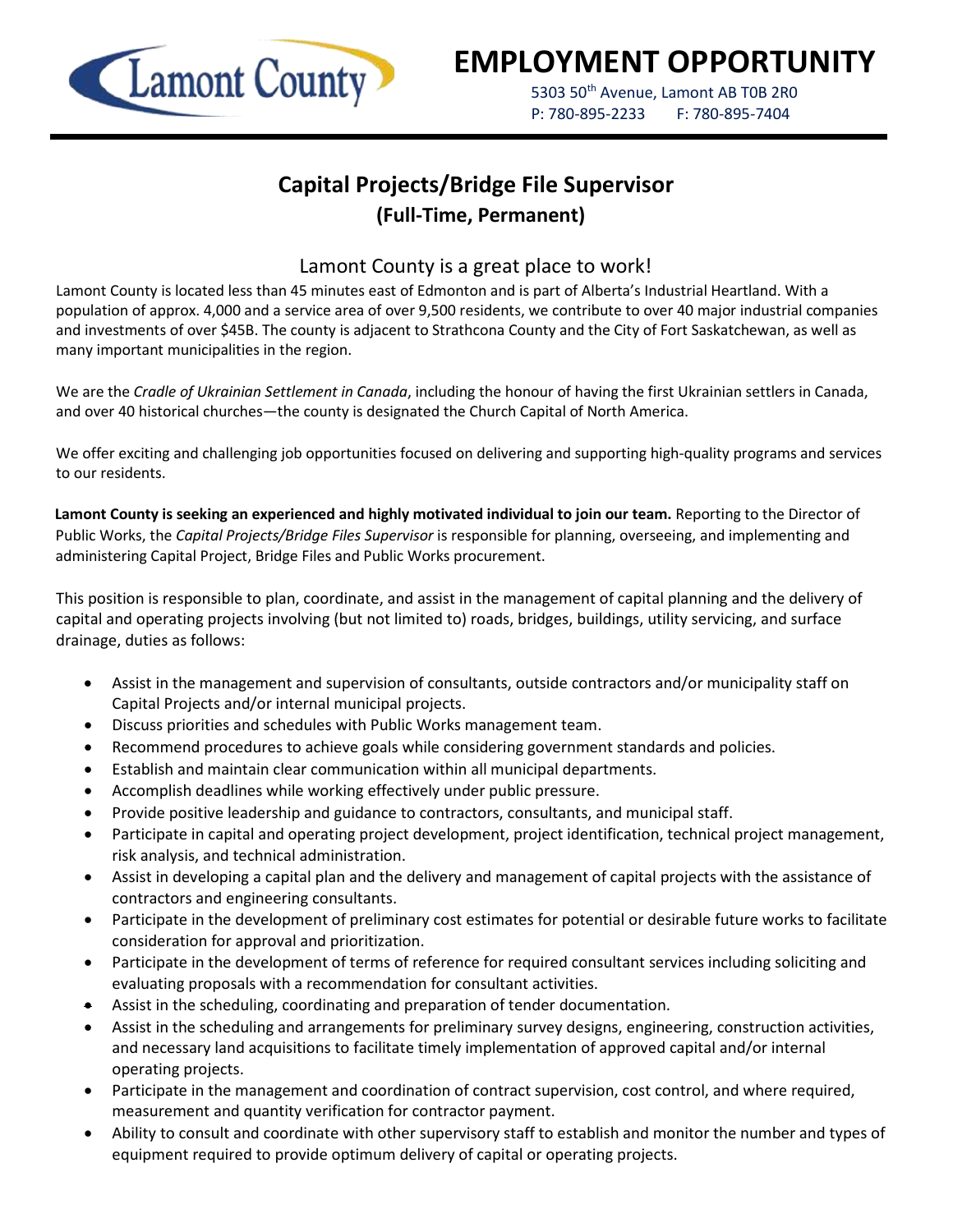Lamont County

# EMPLOYMENT OPPORTUNITY

5303 50th Avenue, Lamont AB T0B 2R0
P: 780-895-2233 F: 780-895-7404

## Capital Projects/Bridge File Supervisor
### (Full-Time, Permanent)

### Lamont County is a great place to work!

Lamont County is located less than 45 minutes east of Edmonton and is part of Alberta's Industrial Heartland. With a population of approx. 4,000 and a service area of over 9,500 residents, we contribute to over 40 major industrial companies and investments of over $45B. The county is adjacent to Strathcona County and the City of Fort Saskatchewan, as well as many important municipalities in the region.

We are the *Cradle of Ukrainian Settlement in Canada*, including the honour of having the first Ukrainian settlers in Canada, and over 40 historical churches—the county is designated the Church Capital of North America.

We offer exciting and challenging job opportunities focused on delivering and supporting high-quality programs and services to our residents.

**Lamont County is seeking an experienced and highly motivated individual to join our team.** Reporting to the Director of Public Works, the *Capital Projects/Bridge Files Supervisor* is responsible for planning, overseeing, and implementing and administering Capital Project, Bridge Files and Public Works procurement.

This position is responsible to plan, coordinate, and assist in the management of capital planning and the delivery of capital and operating projects involving (but not limited to) roads, bridges, buildings, utility servicing, and surface drainage, duties as follows:

- Assist in the management and supervision of consultants, outside contractors and/or municipality staff on Capital Projects and/or internal municipal projects.
- Discuss priorities and schedules with Public Works management team.
- Recommend procedures to achieve goals while considering government standards and policies.
- Establish and maintain clear communication within all municipal departments.
- Accomplish deadlines while working effectively under public pressure.
- Provide positive leadership and guidance to contractors, consultants, and municipal staff.
- Participate in capital and operating project development, project identification, technical project management, risk analysis, and technical administration.
- Assist in developing a capital plan and the delivery and management of capital projects with the assistance of contractors and engineering consultants.
- Participate in the development of preliminary cost estimates for potential or desirable future works to facilitate consideration for approval and prioritization.
- Participate in the development of terms of reference for required consultant services including soliciting and evaluating proposals with a recommendation for consultant activities.
- Assist in the scheduling, coordinating and preparation of tender documentation.
- Assist in the scheduling and arrangements for preliminary survey designs, engineering, construction activities, and necessary land acquisitions to facilitate timely implementation of approved capital and/or internal operating projects.
- Participate in the management and coordination of contract supervision, cost control, and where required, measurement and quantity verification for contractor payment.
- Ability to consult and coordinate with other supervisory staff to establish and monitor the number and types of equipment required to provide optimum delivery of capital or operating projects.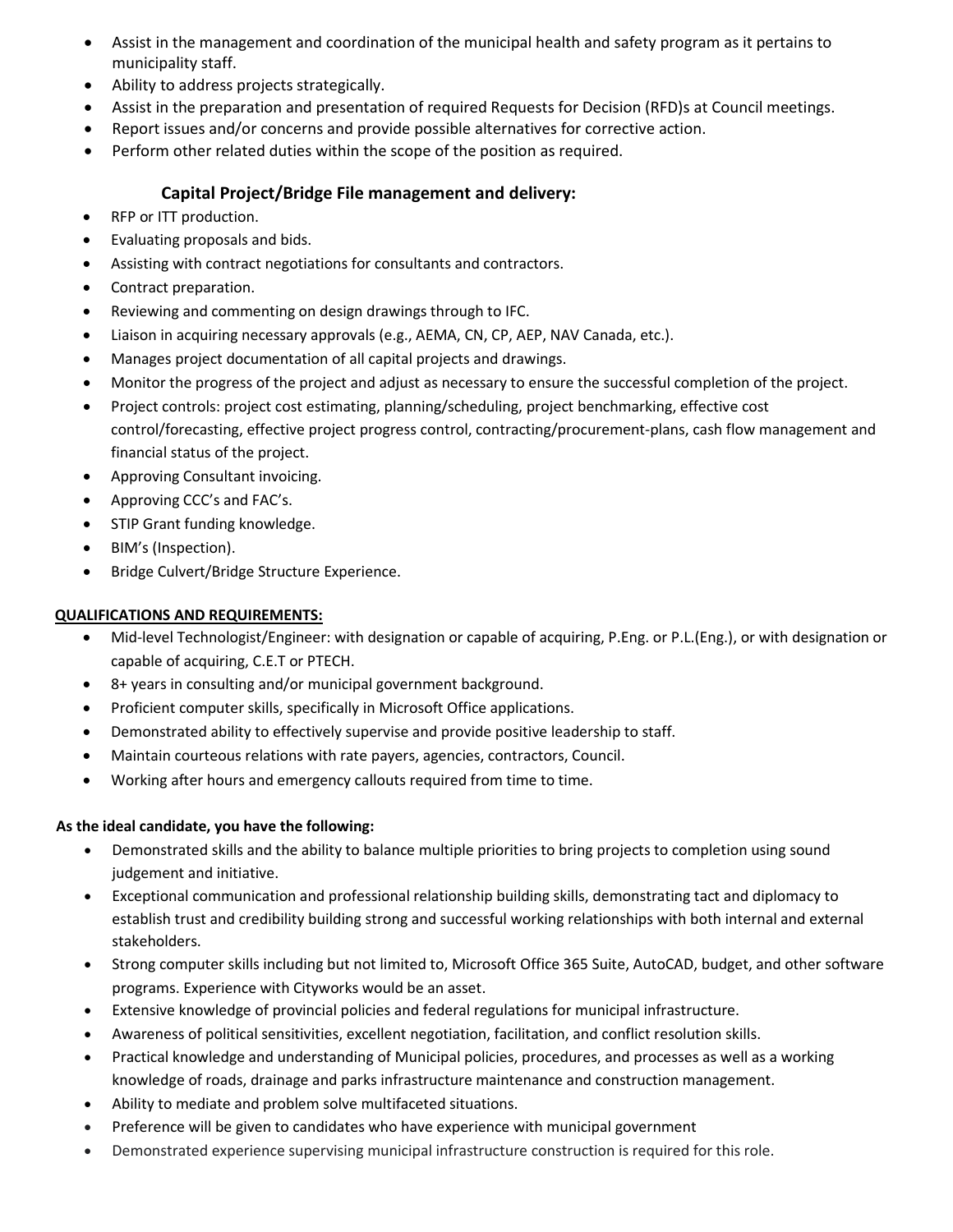- Assist in the management and coordination of the municipal health and safety program as it pertains to municipality staff.
- Ability to address projects strategically.
- Assist in the preparation and presentation of required Requests for Decision (RFD)s at Council meetings.
- Report issues and/or concerns and provide possible alternatives for corrective action.
- Perform other related duties within the scope of the position as required.

### Capital Project/Bridge File management and delivery:

- RFP or ITT production.
- Evaluating proposals and bids.
- Assisting with contract negotiations for consultants and contractors.
- Contract preparation.
- Reviewing and commenting on design drawings through to IFC.
- Liaison in acquiring necessary approvals (e.g., AEMA, CN, CP, AEP, NAV Canada, etc.).
- Manages project documentation of all capital projects and drawings.
- Monitor the progress of the project and adjust as necessary to ensure the successful completion of the project.
- Project controls: project cost estimating, planning/scheduling, project benchmarking, effective cost control/forecasting, effective project progress control, contracting/procurement-plans, cash flow management and financial status of the project.
- Approving Consultant invoicing.
- Approving CCC's and FAC's.
- STIP Grant funding knowledge.
- BIM's (Inspection).
- Bridge Culvert/Bridge Structure Experience.

**QUALIFICATIONS AND REQUIREMENTS:**

- Mid-level Technologist/Engineer: with designation or capable of acquiring, P.Eng. or P.L.(Eng.), or with designation or capable of acquiring, C.E.T or PTECH.
- 8+ years in consulting and/or municipal government background.
- Proficient computer skills, specifically in Microsoft Office applications.
- Demonstrated ability to effectively supervise and provide positive leadership to staff.
- Maintain courteous relations with rate payers, agencies, contractors, Council.
- Working after hours and emergency callouts required from time to time.

**As the ideal candidate, you have the following:**

- Demonstrated skills and the ability to balance multiple priorities to bring projects to completion using sound judgement and initiative.
- Exceptional communication and professional relationship building skills, demonstrating tact and diplomacy to establish trust and credibility building strong and successful working relationships with both internal and external stakeholders.
- Strong computer skills including but not limited to, Microsoft Office 365 Suite, AutoCAD, budget, and other software programs. Experience with Cityworks would be an asset.
- Extensive knowledge of provincial policies and federal regulations for municipal infrastructure.
- Awareness of political sensitivities, excellent negotiation, facilitation, and conflict resolution skills.
- Practical knowledge and understanding of Municipal policies, procedures, and processes as well as a working knowledge of roads, drainage and parks infrastructure maintenance and construction management.
- Ability to mediate and problem solve multifaceted situations.
- Preference will be given to candidates who have experience with municipal government
- Demonstrated experience supervising municipal infrastructure construction is required for this role.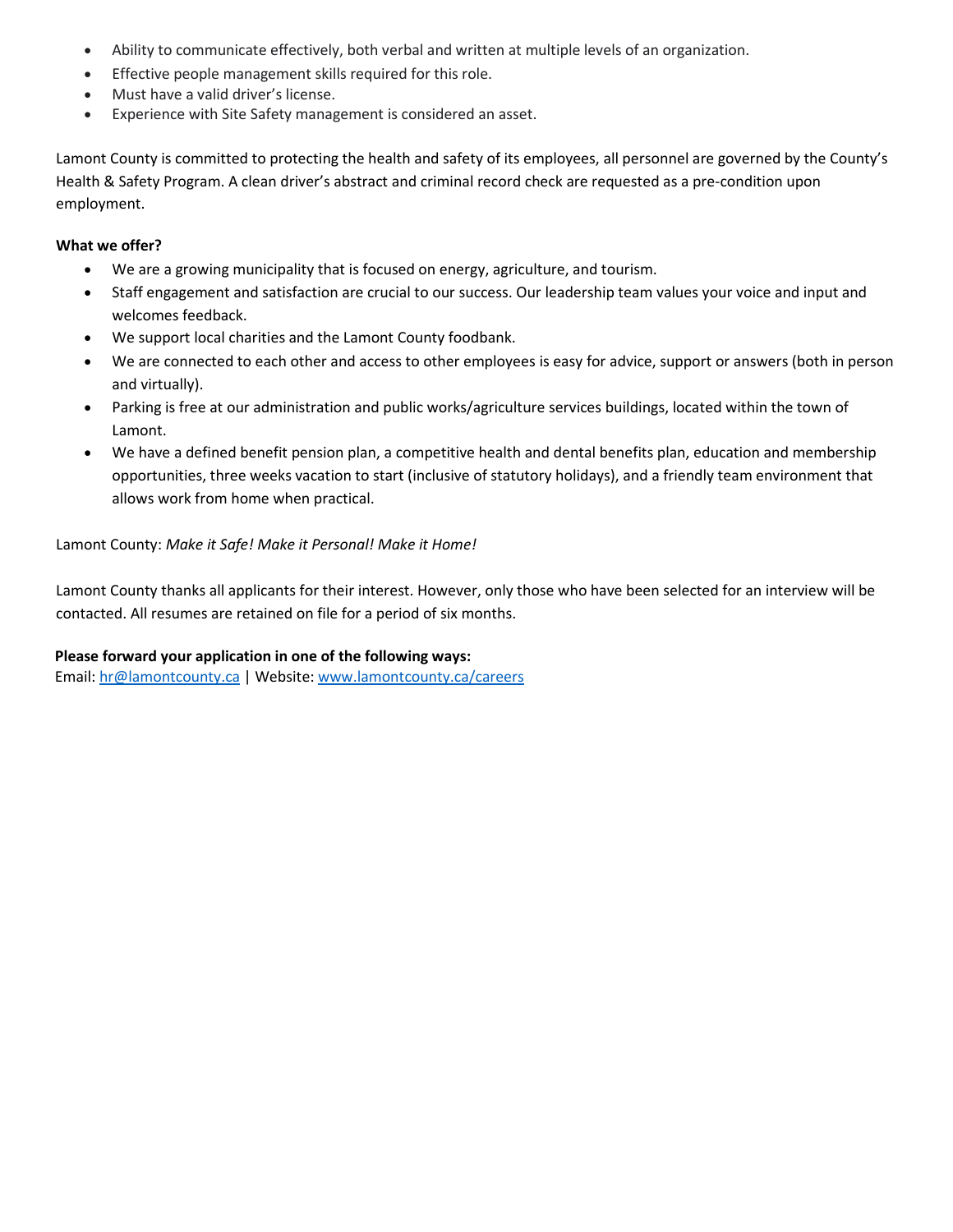- Ability to communicate effectively, both verbal and written at multiple levels of an organization.
- Effective people management skills required for this role.
- Must have a valid driver's license.
- Experience with Site Safety management is considered an asset.

Lamont County is committed to protecting the health and safety of its employees, all personnel are governed by the County's Health & Safety Program. A clean driver's abstract and criminal record check are requested as a pre-condition upon employment.

**What we offer?**

- We are a growing municipality that is focused on energy, agriculture, and tourism.
- Staff engagement and satisfaction are crucial to our success. Our leadership team values your voice and input and welcomes feedback.
- We support local charities and the Lamont County foodbank.
- We are connected to each other and access to other employees is easy for advice, support or answers (both in person and virtually).
- Parking is free at our administration and public works/agriculture services buildings, located within the town of Lamont.
- We have a defined benefit pension plan, a competitive health and dental benefits plan, education and membership opportunities, three weeks vacation to start (inclusive of statutory holidays), and a friendly team environment that allows work from home when practical.

Lamont County: *Make it Safe! Make it Personal! Make it Home!*

Lamont County thanks all applicants for their interest. However, only those who have been selected for an interview will be contacted. All resumes are retained on file for a period of six months.

**Please forward your application in one of the following ways:**
Email: [hr@lamontcounty.ca](mailto:hr@lamontcounty.ca) | Website: [www.lamontcounty.ca/careers](http://www.lamontcounty.ca/careers)